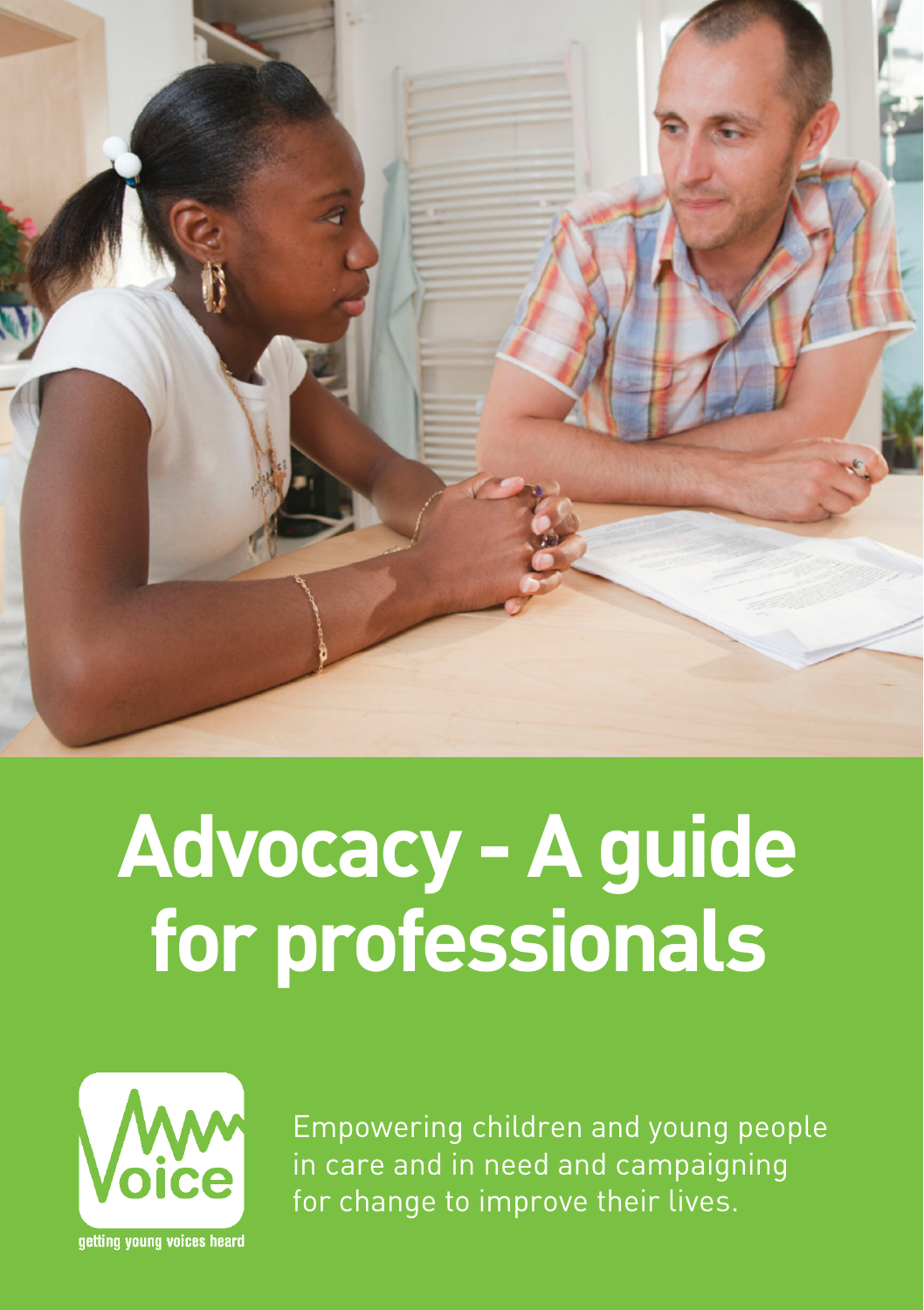# Advocacy - A guide for professionals

Voice

getting young voices heard

Empowering children and young people in care and in need and campaigning for change to improve their lives.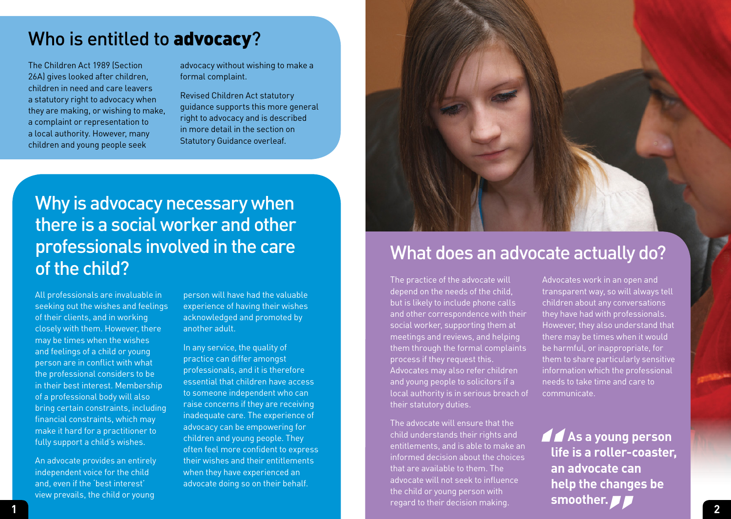## Who is entitled to **advocacy**?

The Children Act 1989 (Section 26A) gives looked after children, children in need and care leavers a statutory right to advocacy when they are making, or wishing to make, a complaint or representation to a local authority. However, many children and young people seek advocacy without wishing to make a formal complaint.

Revised Children Act statutory guidance supports this more general right to advocacy and is described in more detail in the section on Statutory Guidance overleaf.

## Why is advocacy necessary when there is a social worker and other professionals involved in the care of the child?

All professionals are invaluable in seeking out the wishes and feelings of their clients, and in working closely with them. However, there may be times when the wishes and feelings of a child or young person are in conflict with what the professional considers to be in their best interest. Membership of a professional body will also bring certain constraints, including financial constraints, which may make it hard for a practitioner to fully support a child's wishes.

An advocate provides an entirely independent voice for the child and, even if the 'best interest' view prevails, the child or young person will have had the valuable experience of having their wishes acknowledged and promoted by another adult.

In any service, the quality of practice can differ amongst professionals, and it is therefore essential that children have access to someone independent who can raise concerns if they are receiving inadequate care. The experience of advocacy can be empowering for children and young people. They often feel more confident to express their wishes and their entitlements when they have experienced an advocate doing so on their behalf.

## What does an advocate actually do?

The practice of the advocate will depend on the needs of the child, but is likely to include phone calls and other correspondence with their social worker, supporting them at meetings and reviews, and helping them through the formal complaints process if they request this. Advocates may also refer children and young people to solicitors if a local authority is in serious breach of their statutory duties.

The advocate will ensure that the child understands their rights and entitlements, and is able to make an informed decision about the choices that are available to them. The advocate will not seek to influence the child or young person with regard to their decision making.

Advocates work in an open and transparent way, so will always tell children about any conversations they have had with professionals. However, they also understand that there may be times when it would be harmful, or inappropriate, for them to share particularly sensitive information which the professional needs to take time and care to communicate.

> **As a young person life is a roller-coaster, an advocate can help the changes be smoother.**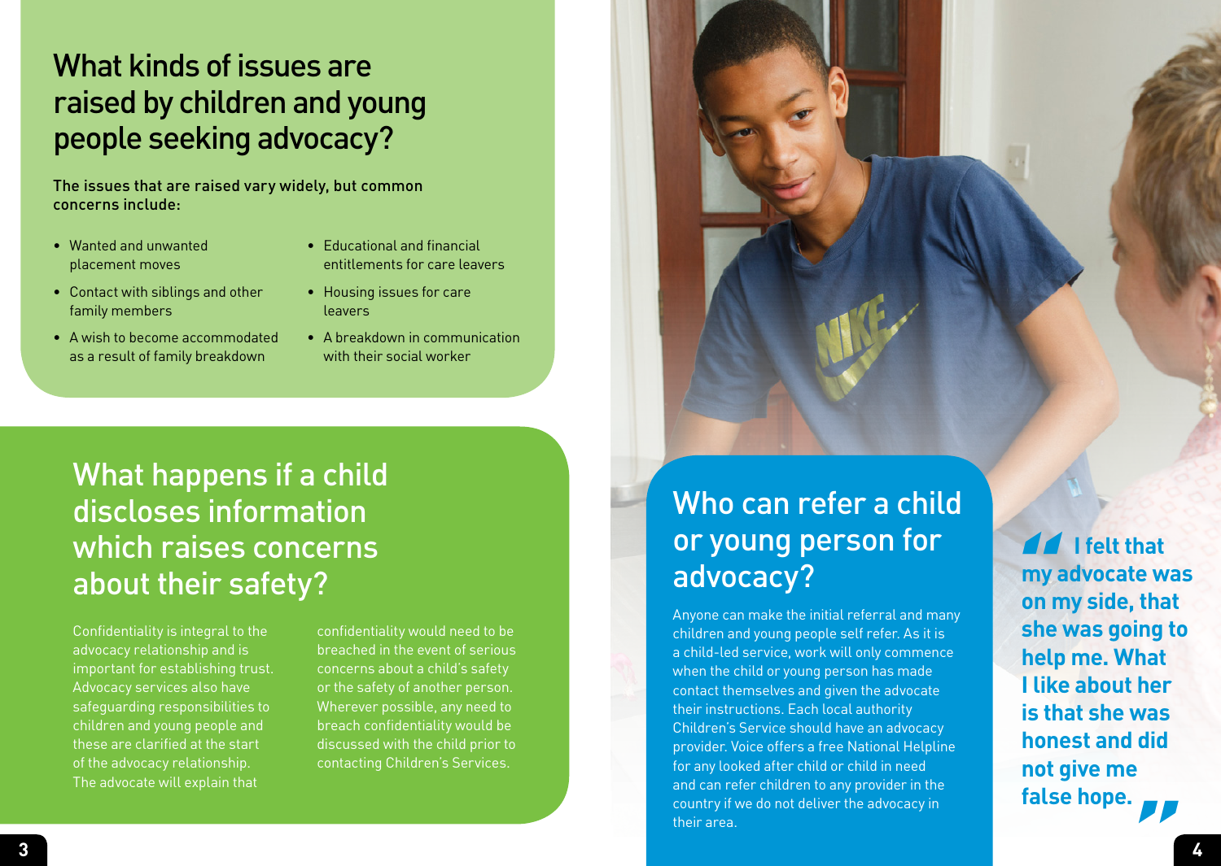## What kinds of issues are raised by children and young people seeking advocacy?

The issues that are raised vary widely, but common concerns include:

- Wanted and unwanted placement moves
- Contact with siblings and other family members
- A wish to become accommodated as a result of family breakdown
- Educational and financial entitlements for care leavers
- Housing issues for care leavers
- A breakdown in communication with their social worker

## What happens if a child discloses information which raises concerns about their safety?

Confidentiality is integral to the advocacy relationship and is important for establishing trust. Advocacy services also have safeguarding responsibilities to children and young people and these are clarified at the start of the advocacy relationship. The advocate will explain that confidentiality would need to be breached in the event of serious concerns about a child's safety or the safety of another person. Wherever possible, any need to breach confidentiality would be discussed with the child prior to contacting Children's Services.

## Who can refer a child or young person for advocacy?

Anyone can make the initial referral and many children and young people self refer. As it is a child-led service, work will only commence when the child or young person has made contact themselves and given the advocate their instructions. Each local authority Children's Service should have an advocacy provider. Voice offers a free National Helpline for any looked after child or child in need and can refer children to any provider in the country if we do not deliver the advocacy in their area.

**"I felt that my advocate was on my side, that she was going to help me. What I like about her is that she was honest and did not give me false hope."**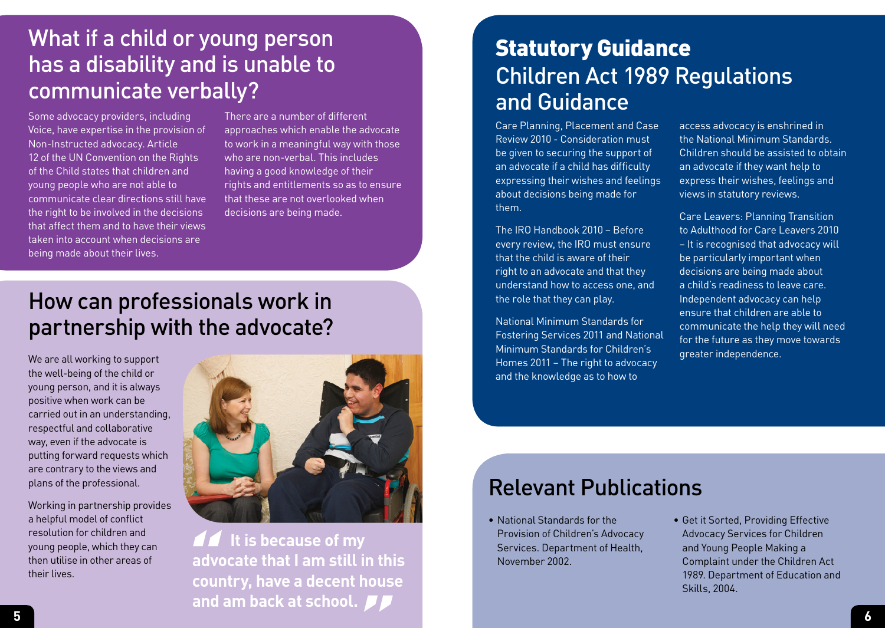## What if a child or young person has a disability and is unable to communicate verbally?

Some advocacy providers, including Voice, have expertise in the provision of Non-Instructed advocacy. Article 12 of the UN Convention on the Rights of the Child states that children and young people who are not able to communicate clear directions still have the right to be involved in the decisions that affect them and to have their views taken into account when decisions are being made about their lives.

There are a number of different approaches which enable the advocate to work in a meaningful way with those who are non-verbal. This includes having a good knowledge of their rights and entitlements so as to ensure that these are not overlooked when decisions are being made.

## How can professionals work in partnership with the advocate?

We are all working to support the well-being of the child or young person, and it is always positive when work can be carried out in an understanding, respectful and collaborative way, even if the advocate is putting forward requests which are contrary to the views and plans of the professional.

Working in partnership provides a helpful model of conflict resolution for children and young people, which they can then utilise in other areas of their lives.

**"It is because of my advocate that I am still in this country, have a decent house and am back at school."**

## **Statutory Guidance** Children Act 1989 Regulations and Guidance

Care Planning, Placement and Case Review 2010 - Consideration must be given to securing the support of an advocate if a child has difficulty expressing their wishes and feelings about decisions being made for them.

The IRO Handbook 2010 – Before every review, the IRO must ensure that the child is aware of their right to an advocate and that they understand how to access one, and the role that they can play.

National Minimum Standards for Fostering Services 2011 and National Minimum Standards for Children's Homes 2011 – The right to advocacy and the knowledge as to how to access advocacy is enshrined in the National Minimum Standards. Children should be assisted to obtain an advocate if they want help to express their wishes, feelings and views in statutory reviews.

Care Leavers: Planning Transition to Adulthood for Care Leavers 2010 – It is recognised that advocacy will be particularly important when decisions are being made about a child's readiness to leave care. Independent advocacy can help ensure that children are able to communicate the help they will need for the future as they move towards greater independence.

## Relevant Publications

- National Standards for the Provision of Children's Advocacy Services. Department of Health, November 2002.
- Get it Sorted, Providing Effective Advocacy Services for Children and Young People Making a Complaint under the Children Act 1989. Department of Education and Skills, 2004.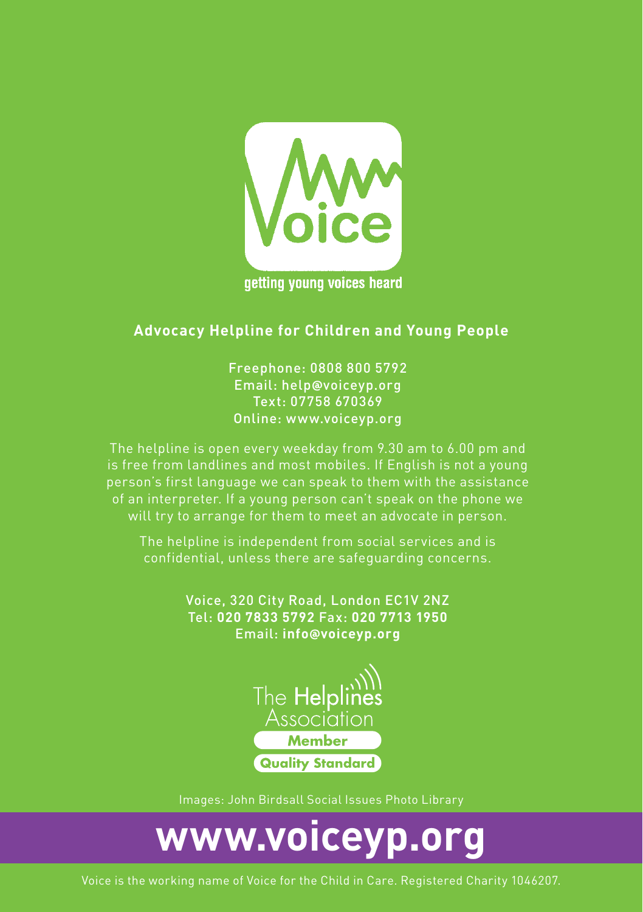Voice

getting young voices heard

## Advocacy Helpline for Children and Young People

Freephone: 0808 800 5792
Email: help@voiceyp.org
Text: 07758 670369
Online: www.voiceyp.org

The helpline is open every weekday from 9.30 am to 6.00 pm and is free from landlines and most mobiles. If English is not a young person's first language we can speak to them with the assistance of an interpreter. If a young person can't speak on the phone we will try to arrange for them to meet an advocate in person.

The helpline is independent from social services and is confidential, unless there are safeguarding concerns.

Voice, 320 City Road, London EC1V 2NZ
Tel: **020 7833 5792** Fax: **020 7713 1950**
Email: **info@voiceyp.org**

The Helplines Association
**Member**
**Quality Standard**

Images: John Birdsall Social Issues Photo Library

**www.voiceyp.org**

Voice is the working name of Voice for the Child in Care. Registered Charity 1046207.